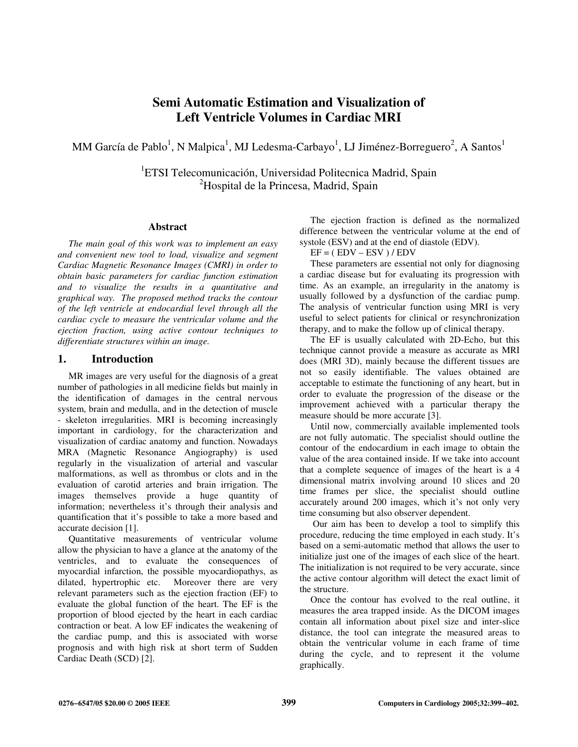# Semi Automatic Estimation and Visualization of Left Ventricle Volumes in Cardiac MRI

MM García de Pablo[1], N Malpica[1], MJ Ledesma-Carbayo[1], LJ Jiménez-Borreguero[2], A Santos[1]

[1]ETSI Telecomunicación, Universidad Politecnica Madrid, Spain
[2]Hospital de la Princesa, Madrid, Spain

## Abstract

*The main goal of this work was to implement an easy and convenient new tool to load, visualize and segment Cardiac Magnetic Resonance Images (CMRI) in order to obtain basic parameters for cardiac function estimation and to visualize the results in a quantitative and graphical way. The proposed method tracks the contour of the left ventricle at endocardial level through all the cardiac cycle to measure the ventricular volume and the ejection fraction, using active contour techniques to differentiate structures within an image.*

## 1. Introduction

MR images are very useful for the diagnosis of a great number of pathologies in all medicine fields but mainly in the identification of damages in the central nervous system, brain and medulla, and in the detection of muscle - skeleton irregularities. MRI is becoming increasingly important in cardiology, for the characterization and visualization of cardiac anatomy and function. Nowadays MRA (Magnetic Resonance Angiography) is used regularly in the visualization of arterial and vascular malformations, as well as thrombus or clots and in the evaluation of carotid arteries and brain irrigation. The images themselves provide a huge quantity of information; nevertheless it's through their analysis and quantification that it's possible to take a more based and accurate decision [1].

Quantitative measurements of ventricular volume allow the physician to have a glance at the anatomy of the ventricles, and to evaluate the consequences of myocardial infarction, the possible myocardiopathys, as dilated, hypertrophic etc. Moreover there are very relevant parameters such as the ejection fraction (EF) to evaluate the global function of the heart. The EF is the proportion of blood ejected by the heart in each cardiac contraction or beat. A low EF indicates the weakening of the cardiac pump, and this is associated with worse prognosis and with high risk at short term of Sudden Cardiac Death (SCD) [2].

The ejection fraction is defined as the normalized difference between the ventricular volume at the end of systole (ESV) and at the end of diastole (EDV).

$$EF = ( EDV - ESV ) / EDV$$

These parameters are essential not only for diagnosing a cardiac disease but for evaluating its progression with time. As an example, an irregularity in the anatomy is usually followed by a dysfunction of the cardiac pump. The analysis of ventricular function using MRI is very useful to select patients for clinical or resynchronization therapy, and to make the follow up of clinical therapy.

The EF is usually calculated with 2D-Echo, but this technique cannot provide a measure as accurate as MRI does (MRI 3D), mainly because the different tissues are not so easily identifiable. The values obtained are acceptable to estimate the functioning of any heart, but in order to evaluate the progression of the disease or the improvement achieved with a particular therapy the measure should be more accurate [3].

Until now, commercially available implemented tools are not fully automatic. The specialist should outline the contour of the endocardium in each image to obtain the value of the area contained inside. If we take into account that a complete sequence of images of the heart is a 4 dimensional matrix involving around 10 slices and 20 time frames per slice, the specialist should outline accurately around 200 images, which it's not only very time consuming but also observer dependent.

Our aim has been to develop a tool to simplify this procedure, reducing the time employed in each study. It's based on a semi-automatic method that allows the user to initialize just one of the images of each slice of the heart. The initialization is not required to be very accurate, since the active contour algorithm will detect the exact limit of the structure.

Once the contour has evolved to the real outline, it measures the area trapped inside. As the DICOM images contain all information about pixel size and inter-slice distance, the tool can integrate the measured areas to obtain the ventricular volume in each frame of time during the cycle, and to represent it the volume graphically.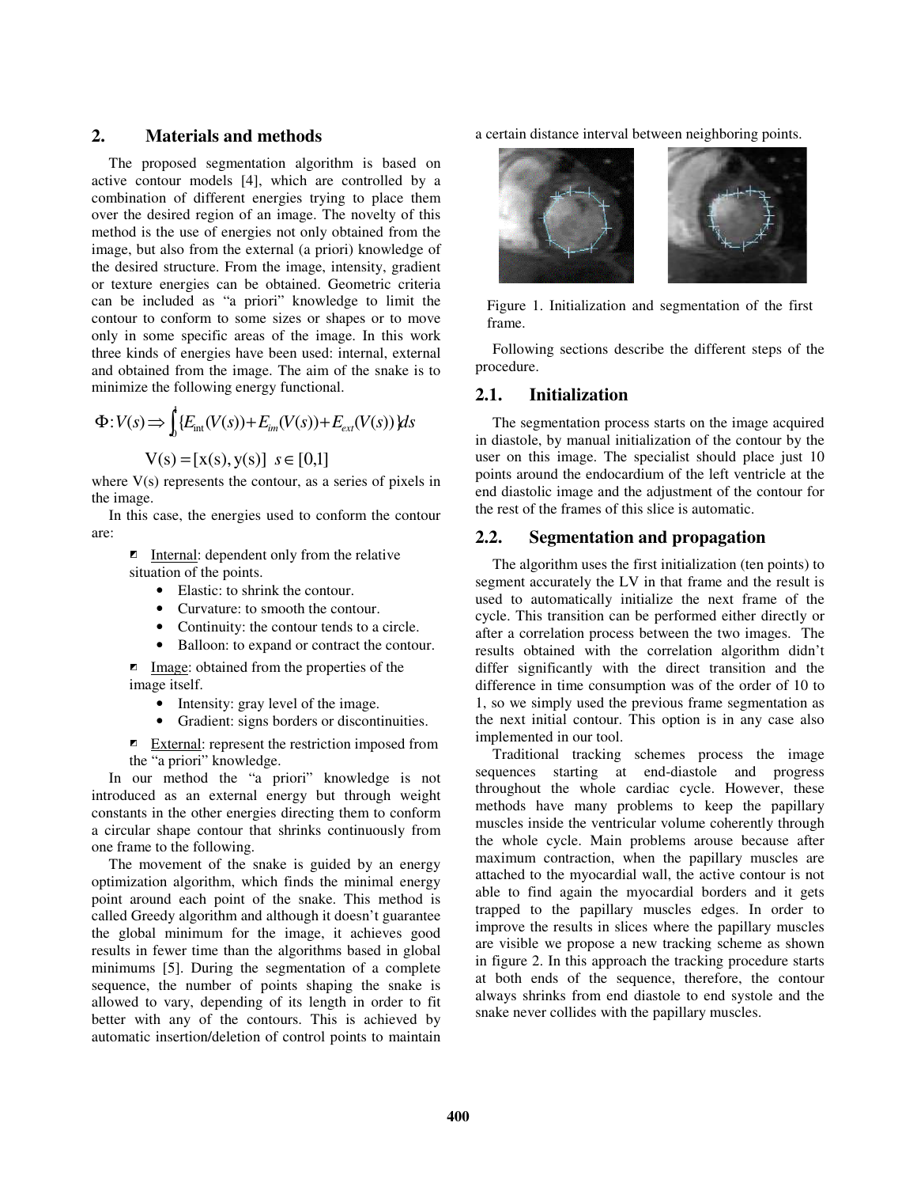## 2. Materials and methods

The proposed segmentation algorithm is based on active contour models [4], which are controlled by a combination of different energies trying to place them over the desired region of an image. The novelty of this method is the use of energies not only obtained from the image, but also from the external (a priori) knowledge of the desired structure. From the image, intensity, gradient or texture energies can be obtained. Geometric criteria can be included as "a priori" knowledge to limit the contour to conform to some sizes or shapes or to move only in some specific areas of the image. In this work three kinds of energies have been used: internal, external and obtained from the image. The aim of the snake is to minimize the following energy functional.

$$\Phi : V(s) \Rightarrow \int_0^1 \{E_{int}(V(s)) + E_{im}(V(s)) + E_{ext}(V(s))\} ds$$

$$V(s) = [x(s), y(s)] \quad s \in [0,1]$$

where V(s) represents the contour, as a series of pixels in the image.

In this case, the energies used to conform the contour are:

- Internal: dependent only from the relative situation of the points.
  - Elastic: to shrink the contour.
  - Curvature: to smooth the contour.
  - Continuity: the contour tends to a circle.
  - Balloon: to expand or contract the contour.
- Image: obtained from the properties of the image itself.
  - Intensity: gray level of the image.
  - Gradient: signs borders or discontinuities.
- External: represent the restriction imposed from the "a priori" knowledge.

In our method the "a priori" knowledge is not introduced as an external energy but through weight constants in the other energies directing them to conform a circular shape contour that shrinks continuously from one frame to the following.

The movement of the snake is guided by an energy optimization algorithm, which finds the minimal energy point around each point of the snake. This method is called Greedy algorithm and although it doesn't guarantee the global minimum for the image, it achieves good results in fewer time than the algorithms based in global minimums [5]. During the segmentation of a complete sequence, the number of points shaping the snake is allowed to vary, depending of its length in order to fit better with any of the contours. This is achieved by automatic insertion/deletion of control points to maintain a certain distance interval between neighboring points.

Figure 1. Initialization and segmentation of the first frame.

Following sections describe the different steps of the procedure.

## 2.1. Initialization

The segmentation process starts on the image acquired in diastole, by manual initialization of the contour by the user on this image. The specialist should place just 10 points around the endocardium of the left ventricle at the end diastolic image and the adjustment of the contour for the rest of the frames of this slice is automatic.

## 2.2. Segmentation and propagation

The algorithm uses the first initialization (ten points) to segment accurately the LV in that frame and the result is used to automatically initialize the next frame of the cycle. This transition can be performed either directly or after a correlation process between the two images. The results obtained with the correlation algorithm didn't differ significantly with the direct transition and the difference in time consumption was of the order of 10 to 1, so we simply used the previous frame segmentation as the next initial contour. This option is in any case also implemented in our tool.

Traditional tracking schemes process the image sequences starting at end-diastole and progress throughout the whole cardiac cycle. However, these methods have many problems to keep the papillary muscles inside the ventricular volume coherently through the whole cycle. Main problems arouse because after maximum contraction, when the papillary muscles are attached to the myocardial wall, the active contour is not able to find again the myocardial borders and it gets trapped to the papillary muscles edges. In order to improve the results in slices where the papillary muscles are visible we propose a new tracking scheme as shown in figure 2. In this approach the tracking procedure starts at both ends of the sequence, therefore, the contour always shrinks from end diastole to end systole and the snake never collides with the papillary muscles.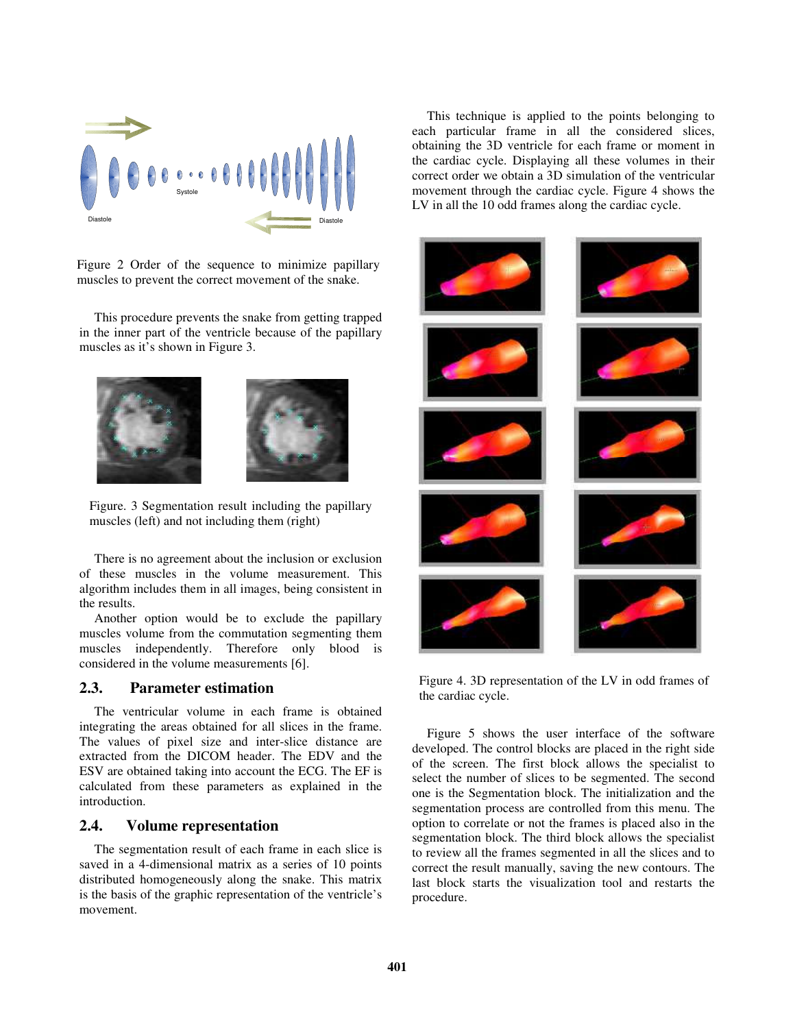Figure 2 Order of the sequence to minimize papillary muscles to prevent the correct movement of the snake.

This procedure prevents the snake from getting trapped in the inner part of the ventricle because of the papillary muscles as it's shown in Figure 3.

Figure. 3 Segmentation result including the papillary muscles (left) and not including them (right)

There is no agreement about the inclusion or exclusion of these muscles in the volume measurement. This algorithm includes them in all images, being consistent in the results.

Another option would be to exclude the papillary muscles volume from the commutation segmenting them muscles independently. Therefore only blood is considered in the volume measurements [6].

## 2.3. Parameter estimation

The ventricular volume in each frame is obtained integrating the areas obtained for all slices in the frame. The values of pixel size and inter-slice distance are extracted from the DICOM header. The EDV and the ESV are obtained taking into account the ECG. The EF is calculated from these parameters as explained in the introduction.

## 2.4. Volume representation

The segmentation result of each frame in each slice is saved in a 4-dimensional matrix as a series of 10 points distributed homogeneously along the snake. This matrix is the basis of the graphic representation of the ventricle's movement.

This technique is applied to the points belonging to each particular frame in all the considered slices, obtaining the 3D ventricle for each frame or moment in the cardiac cycle. Displaying all these volumes in their correct order we obtain a 3D simulation of the ventricular movement through the cardiac cycle. Figure 4 shows the LV in all the 10 odd frames along the cardiac cycle.

Figure 4. 3D representation of the LV in odd frames of the cardiac cycle.

Figure 5 shows the user interface of the software developed. The control blocks are placed in the right side of the screen. The first block allows the specialist to select the number of slices to be segmented. The second one is the Segmentation block. The initialization and the segmentation process are controlled from this menu. The option to correlate or not the frames is placed also in the segmentation block. The third block allows the specialist to review all the frames segmented in all the slices and to correct the result manually, saving the new contours. The last block starts the visualization tool and restarts the procedure.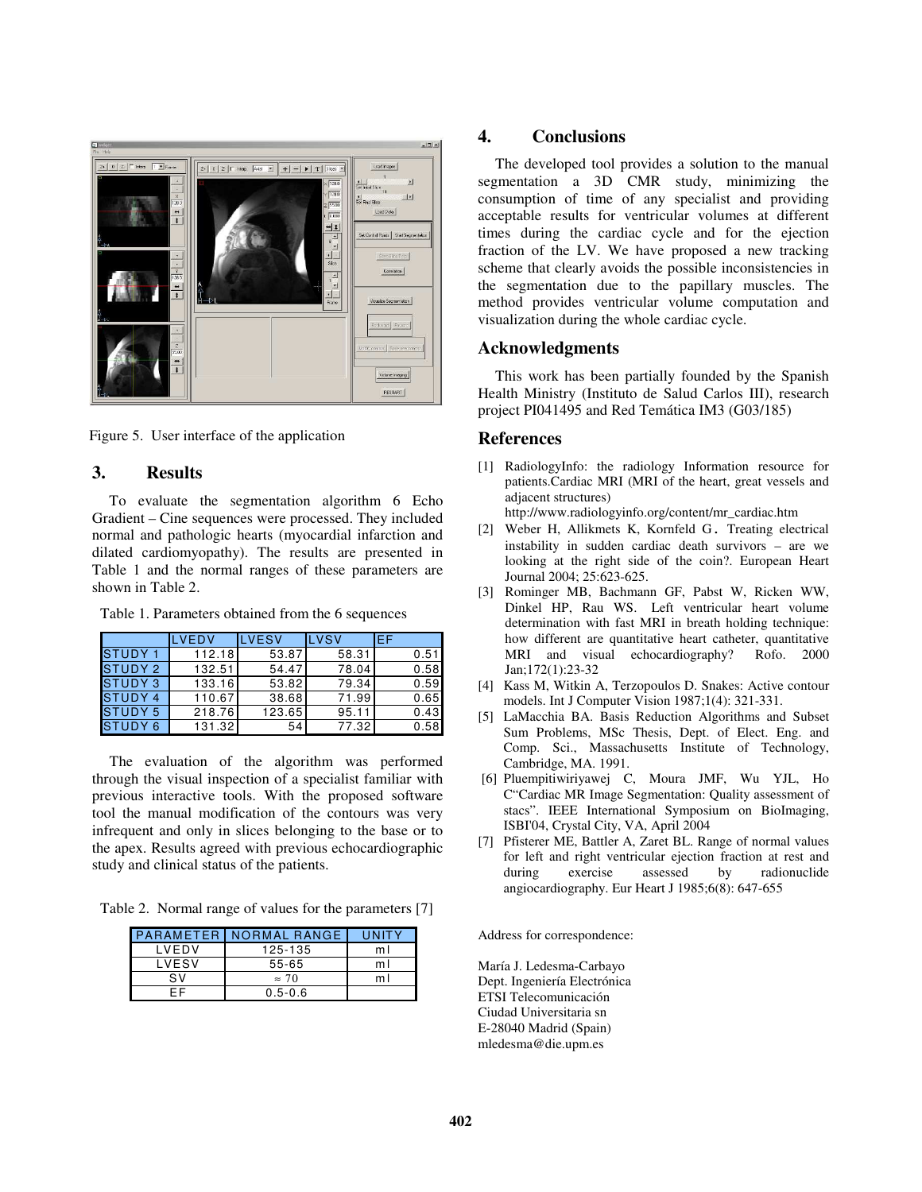Figure 5. User interface of the application

## 3. Results

To evaluate the segmentation algorithm 6 Echo Gradient – Cine sequences were processed. They included normal and pathologic hearts (myocardial infarction and dilated cardiomyopathy). The results are presented in Table 1 and the normal ranges of these parameters are shown in Table 2.

Table 1. Parameters obtained from the 6 sequences

| | LVEDV | LVESV | LVSV | EF |
|---|---|---|---|---|
| STUDY 1 | 112.18 | 53.87 | 58.31 | 0.51 |
| STUDY 2 | 132.51 | 54.47 | 78.04 | 0.58 |
| STUDY 3 | 133.16 | 53.82 | 79.34 | 0.59 |
| STUDY 4 | 110.67 | 38.68 | 71.99 | 0.65 |
| STUDY 5 | 218.76 | 123.65 | 95.11 | 0.43 |
| STUDY 6 | 131.32 | 54 | 77.32 | 0.58 |

The evaluation of the algorithm was performed through the visual inspection of a specialist familiar with previous interactive tools. With the proposed software tool the manual modification of the contours was very infrequent and only in slices belonging to the base or to the apex. Results agreed with previous echocardiographic study and clinical status of the patients.

Table 2. Normal range of values for the parameters [7]

| PARAMETER | NORMAL RANGE | UNITY |
|---|---|---|
| LVEDV | 125-135 | ml |
| LVESV | 55-65 | ml |
| SV | ≈ 70 | ml |
| EF | 0.5-0.6 | |

## 4. Conclusions

The developed tool provides a solution to the manual segmentation a 3D CMR study, minimizing the consumption of time of any specialist and providing acceptable results for ventricular volumes at different times during the cardiac cycle and for the ejection fraction of the LV. We have proposed a new tracking scheme that clearly avoids the possible inconsistencies in the segmentation due to the papillary muscles. The method provides ventricular volume computation and visualization during the whole cardiac cycle.

## Acknowledgments

This work has been partially founded by the Spanish Health Ministry (Instituto de Salud Carlos III), research project PI041495 and Red Temática IM3 (G03/185)

## References

[1] RadiologyInfo: the radiology Information resource for patients.Cardiac MRI (MRI of the heart, great vessels and adjacent structures) http://www.radiologyinfo.org/content/mr_cardiac.htm

[2] Weber H, Allikmets K, Kornfeld G. Treating electrical instability in sudden cardiac death survivors – are we looking at the right side of the coin?. European Heart Journal 2004; 25:623-625.

[3] Rominger MB, Bachmann GF, Pabst W, Ricken WW, Dinkel HP, Rau WS. Left ventricular heart volume determination with fast MRI in breath holding technique: how different are quantitative heart catheter, quantitative MRI and visual echocardiography? Rofo. 2000 Jan;172(1):23-32

[4] Kass M, Witkin A, Terzopoulos D. Snakes: Active contour models. Int J Computer Vision 1987;1(4): 321-331.

[5] LaMacchia BA. Basis Reduction Algorithms and Subset Sum Problems, MSc Thesis, Dept. of Elect. Eng. and Comp. Sci., Massachusetts Institute of Technology, Cambridge, MA. 1991.

[6] Pluempitiwiriyawej C, Moura JMF, Wu YJL, Ho C"Cardiac MR Image Segmentation: Quality assessment of stacs". IEEE International Symposium on BioImaging, ISBI'04, Crystal City, VA, April 2004

[7] Pfisterer ME, Battler A, Zaret BL. Range of normal values for left and right ventricular ejection fraction at rest and during exercise assessed by radionuclide angiocardiography. Eur Heart J 1985;6(8): 647-655

Address for correspondence:

María J. Ledesma-Carbayo
Dept. Ingeniería Electrónica
ETSI Telecomunicación
Ciudad Universitaria sn
E-28040 Madrid (Spain)
mledesma@die.upm.es